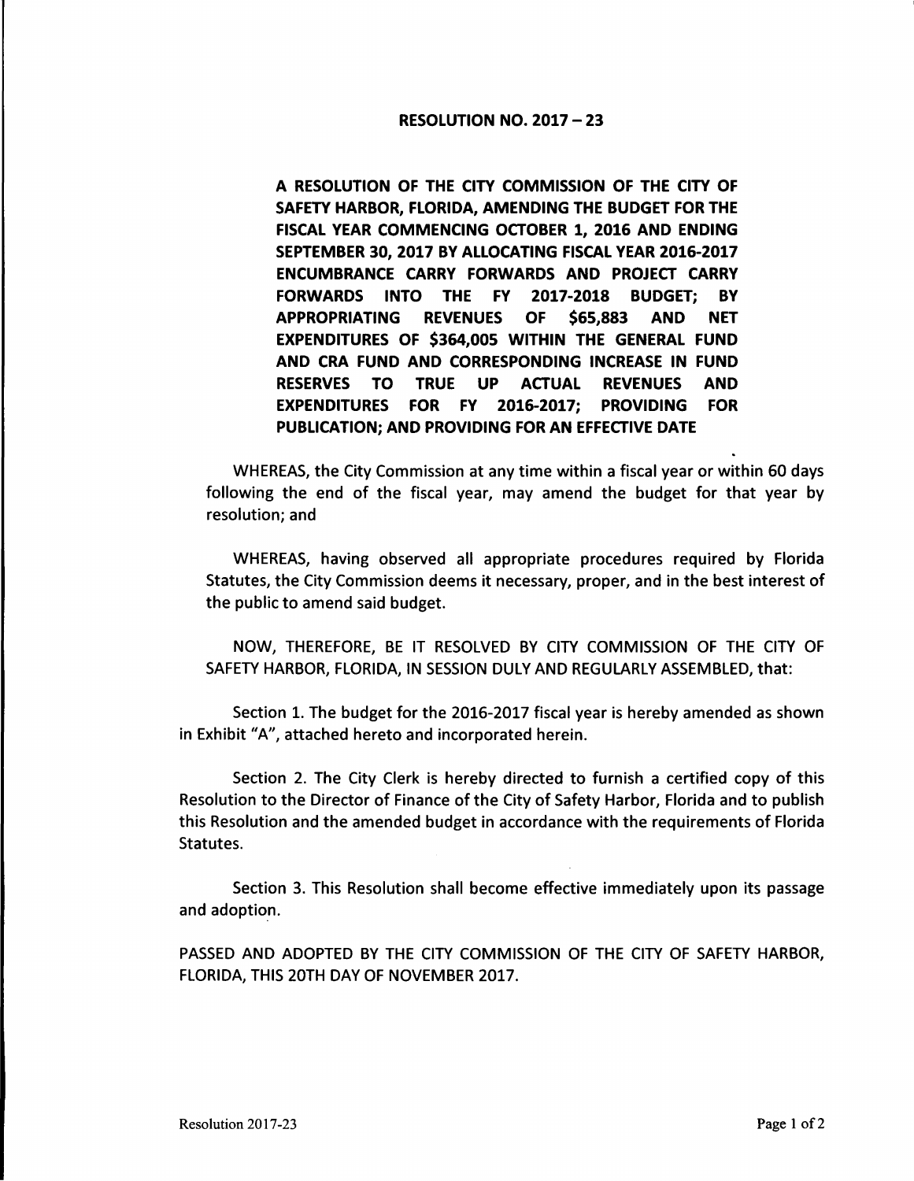# RESOLUTION NO. 2017 – 23

**A RESOLUTION OF THE CITY COMMISSION OF THE CITY OF SAFETY HARBOR, FLORIDA, AMENDING THE BUDGET FOR THE FISCAL YEAR COMMENCING OCTOBER 1, 2016 AND ENDING SEPTEMBER 30, 2017 BY ALLOCATING FISCAL YEAR 2016-2017 ENCUMBRANCE CARRY FORWARDS AND PROJECT CARRY FORWARDS INTO THE FY 2017-2018 BUDGET; BY APPROPRIATING REVENUES OF $65,883 AND NET EXPENDITURES OF $364,005 WITHIN THE GENERAL FUND AND CRA FUND AND CORRESPONDING INCREASE IN FUND RESERVES TO TRUE UP ACTUAL REVENUES AND EXPENDITURES FOR FY 2016-2017; PROVIDING FOR PUBLICATION; AND PROVIDING FOR AN EFFECTIVE DATE**

WHEREAS, the City Commission at any time within a fiscal year or within 60 days following the end of the fiscal year, may amend the budget for that year by resolution; and

WHEREAS, having observed all appropriate procedures required by Florida Statutes, the City Commission deems it necessary, proper, and in the best interest of the public to amend said budget.

NOW, THEREFORE, BE IT RESOLVED BY CITY COMMISSION OF THE CITY OF SAFETY HARBOR, FLORIDA, IN SESSION DULY AND REGULARLY ASSEMBLED, that:

Section 1. The budget for the 2016-2017 fiscal year is hereby amended as shown in Exhibit "A", attached hereto and incorporated herein.

Section 2. The City Clerk is hereby directed to furnish a certified copy of this Resolution to the Director of Finance of the City of Safety Harbor, Florida and to publish this Resolution and the amended budget in accordance with the requirements of Florida Statutes.

Section 3. This Resolution shall become effective immediately upon its passage and adoption.

PASSED AND ADOPTED BY THE CITY COMMISSION OF THE CITY OF SAFETY HARBOR, FLORIDA, THIS 20TH DAY OF NOVEMBER 2017.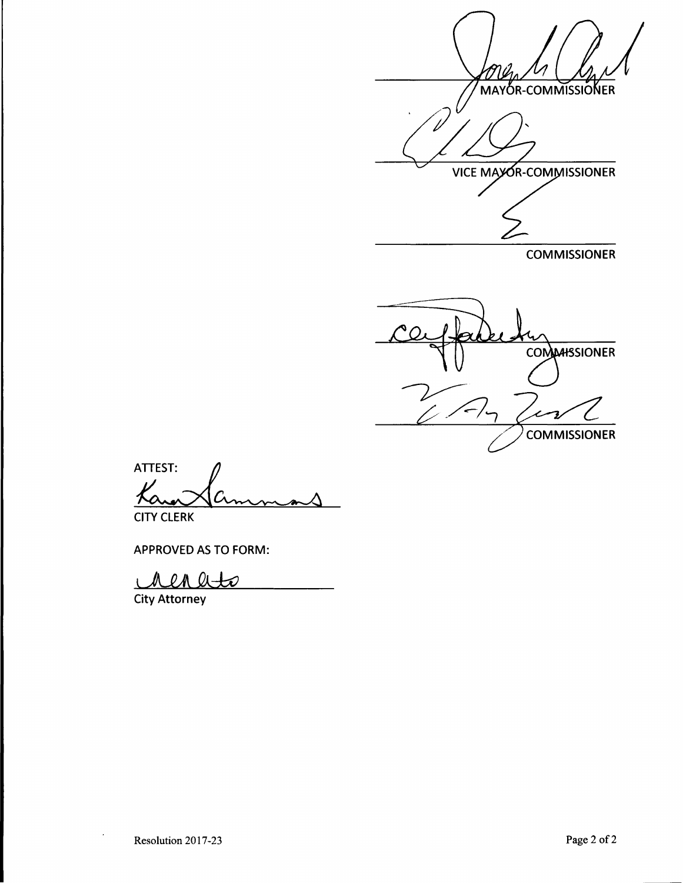MAYOR-COMMISSIONER

VICE MAYOR-COMMISSIONER

COMMISSIONER

COMMISSIONER

COMMISSIONER

ATTEST:

CITY CLERK

APPROVED AS TO FORM:

City Attorney

Resolution 2017-23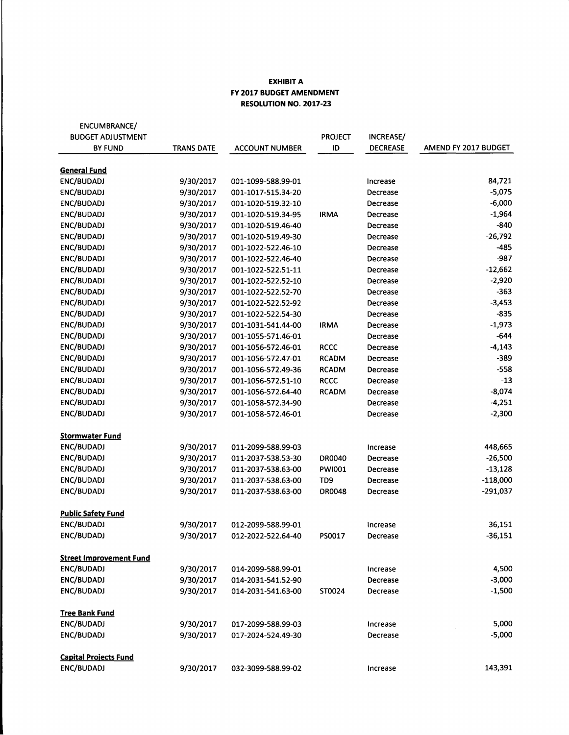**EXHIBIT A**
**FY 2017 BUDGET AMENDMENT**
**RESOLUTION NO. 2017-23**

| ENCUMBRANCE/ BUDGET ADJUSTMENT BY FUND | TRANS DATE | ACCOUNT NUMBER | PROJECT ID | INCREASE/ DECREASE | AMEND FY 2017 BUDGET |
|---|---|---|---|---|---|
| **General Fund** | | | | | |
| ENC/BUDADJ | 9/30/2017 | 001-1099-588.99-01 | | Increase | 84,721 |
| ENC/BUDADJ | 9/30/2017 | 001-1017-515.34-20 | | Decrease | -5,075 |
| ENC/BUDADJ | 9/30/2017 | 001-1020-519.32-10 | | Decrease | -6,000 |
| ENC/BUDADJ | 9/30/2017 | 001-1020-519.34-95 | IRMA | Decrease | -1,964 |
| ENC/BUDADJ | 9/30/2017 | 001-1020-519.46-40 | | Decrease | -840 |
| ENC/BUDADJ | 9/30/2017 | 001-1020-519.49-30 | | Decrease | -26,792 |
| ENC/BUDADJ | 9/30/2017 | 001-1022-522.46-10 | | Decrease | -485 |
| ENC/BUDADJ | 9/30/2017 | 001-1022-522.46-40 | | Decrease | -987 |
| ENC/BUDADJ | 9/30/2017 | 001-1022-522.51-11 | | Decrease | -12,662 |
| ENC/BUDADJ | 9/30/2017 | 001-1022-522.52-10 | | Decrease | -2,920 |
| ENC/BUDADJ | 9/30/2017 | 001-1022-522.52-70 | | Decrease | -363 |
| ENC/BUDADJ | 9/30/2017 | 001-1022-522.52-92 | | Decrease | -3,453 |
| ENC/BUDADJ | 9/30/2017 | 001-1022-522.54-30 | | Decrease | -835 |
| ENC/BUDADJ | 9/30/2017 | 001-1031-541.44-00 | IRMA | Decrease | -1,973 |
| ENC/BUDADJ | 9/30/2017 | 001-1055-571.46-01 | | Decrease | -644 |
| ENC/BUDADJ | 9/30/2017 | 001-1056-572.46-01 | RCCC | Decrease | -4,143 |
| ENC/BUDADJ | 9/30/2017 | 001-1056-572.47-01 | RCADM | Decrease | -389 |
| ENC/BUDADJ | 9/30/2017 | 001-1056-572.49-36 | RCADM | Decrease | -558 |
| ENC/BUDADJ | 9/30/2017 | 001-1056-572.51-10 | RCCC | Decrease | -13 |
| ENC/BUDADJ | 9/30/2017 | 001-1056-572.64-40 | RCADM | Decrease | -8,074 |
| ENC/BUDADJ | 9/30/2017 | 001-1058-572.34-90 | | Decrease | -4,251 |
| ENC/BUDADJ | 9/30/2017 | 001-1058-572.46-01 | | Decrease | -2,300 |
| **Stormwater Fund** | | | | | |
| ENC/BUDADJ | 9/30/2017 | 011-2099-588.99-03 | | Increase | 448,665 |
| ENC/BUDADJ | 9/30/2017 | 011-2037-538.53-30 | DR0040 | Decrease | -26,500 |
| ENC/BUDADJ | 9/30/2017 | 011-2037-538.63-00 | PWI001 | Decrease | -13,128 |
| ENC/BUDADJ | 9/30/2017 | 011-2037-538.63-00 | TD9 | Decrease | -118,000 |
| ENC/BUDADJ | 9/30/2017 | 011-2037-538.63-00 | DR0048 | Decrease | -291,037 |
| **Public Safety Fund** | | | | | |
| ENC/BUDADJ | 9/30/2017 | 012-2099-588.99-01 | | Increase | 36,151 |
| ENC/BUDADJ | 9/30/2017 | 012-2022-522.64-40 | PS0017 | Decrease | -36,151 |
| **Street Improvement Fund** | | | | | |
| ENC/BUDADJ | 9/30/2017 | 014-2099-588.99-01 | | Increase | 4,500 |
| ENC/BUDADJ | 9/30/2017 | 014-2031-541.52-90 | | Decrease | -3,000 |
| ENC/BUDADJ | 9/30/2017 | 014-2031-541.63-00 | ST0024 | Decrease | -1,500 |
| **Tree Bank Fund** | | | | | |
| ENC/BUDADJ | 9/30/2017 | 017-2099-588.99-03 | | Increase | 5,000 |
| ENC/BUDADJ | 9/30/2017 | 017-2024-524.49-30 | | Decrease | -5,000 |
| **Capital Projects Fund** | | | | | |
| ENC/BUDADJ | 9/30/2017 | 032-3099-588.99-02 | | Increase | 143,391 |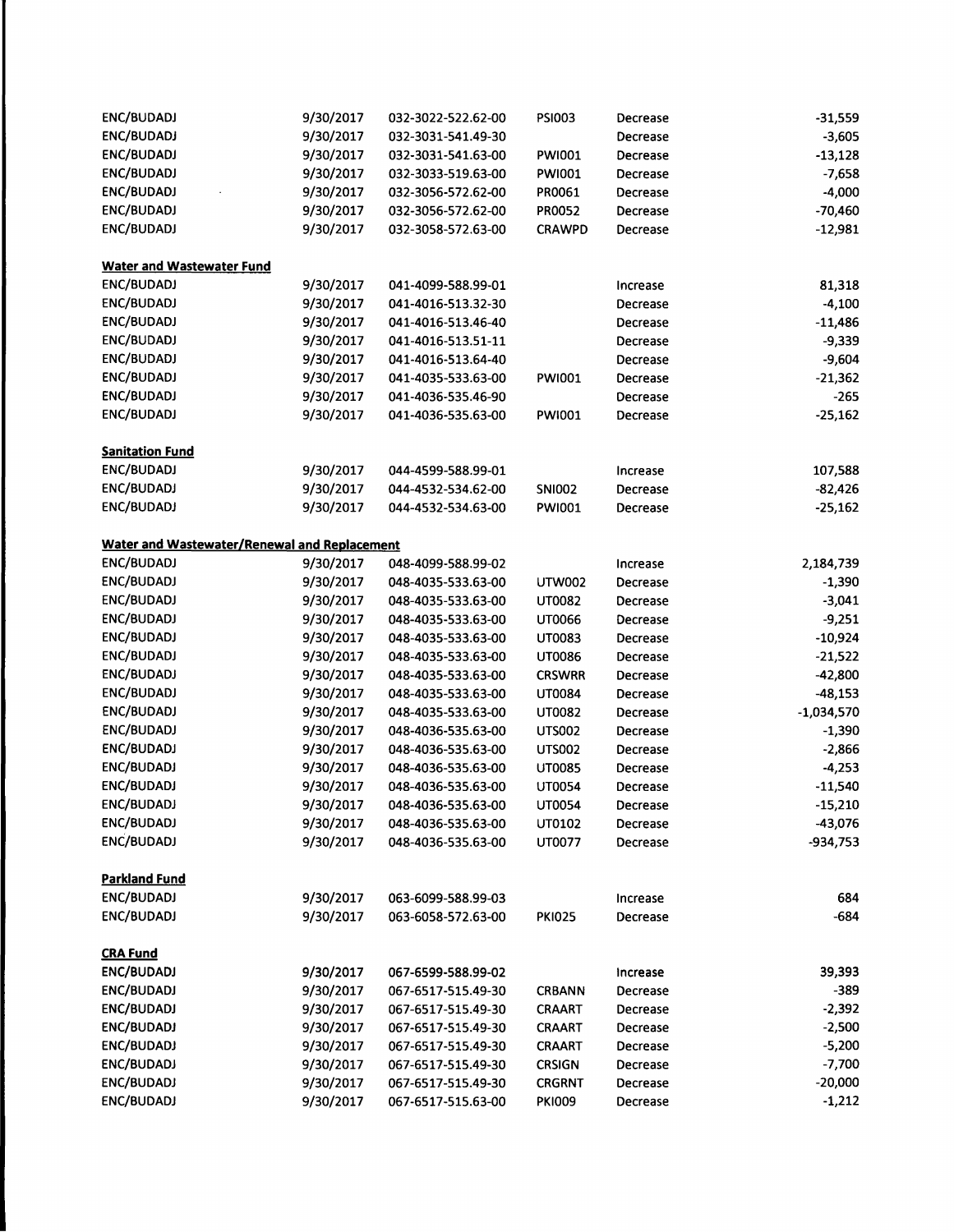| | | | | | |
|---|---|---|---|---|---|
| ENC/BUDADJ | 9/30/2017 | 032-3022-522.62-00 | PSI003 | Decrease | -31,559 |
| ENC/BUDADJ | 9/30/2017 | 032-3031-541.49-30 | | Decrease | -3,605 |
| ENC/BUDADJ | 9/30/2017 | 032-3031-541.63-00 | PWI001 | Decrease | -13,128 |
| ENC/BUDADJ | 9/30/2017 | 032-3033-519.63-00 | PWI001 | Decrease | -7,658 |
| ENC/BUDADJ | 9/30/2017 | 032-3056-572.62-00 | PR0061 | Decrease | -4,000 |
| ENC/BUDADJ | 9/30/2017 | 032-3056-572.62-00 | PR0052 | Decrease | -70,460 |
| ENC/BUDADJ | 9/30/2017 | 032-3058-572.63-00 | CRAWPD | Decrease | -12,981 |

**Water and Wastewater Fund**

| | | | | | |
|---|---|---|---|---|---|
| ENC/BUDADJ | 9/30/2017 | 041-4099-588.99-01 | | Increase | 81,318 |
| ENC/BUDADJ | 9/30/2017 | 041-4016-513.32-30 | | Decrease | -4,100 |
| ENC/BUDADJ | 9/30/2017 | 041-4016-513.46-40 | | Decrease | -11,486 |
| ENC/BUDADJ | 9/30/2017 | 041-4016-513.51-11 | | Decrease | -9,339 |
| ENC/BUDADJ | 9/30/2017 | 041-4016-513.64-40 | | Decrease | -9,604 |
| ENC/BUDADJ | 9/30/2017 | 041-4035-533.63-00 | PWI001 | Decrease | -21,362 |
| ENC/BUDADJ | 9/30/2017 | 041-4036-535.46-90 | | Decrease | -265 |
| ENC/BUDADJ | 9/30/2017 | 041-4036-535.63-00 | PWI001 | Decrease | -25,162 |

**Sanitation Fund**

| | | | | | |
|---|---|---|---|---|---|
| ENC/BUDADJ | 9/30/2017 | 044-4599-588.99-01 | | Increase | 107,588 |
| ENC/BUDADJ | 9/30/2017 | 044-4532-534.62-00 | SNI002 | Decrease | -82,426 |
| ENC/BUDADJ | 9/30/2017 | 044-4532-534.63-00 | PWI001 | Decrease | -25,162 |

**Water and Wastewater/Renewal and Replacement**

| | | | | | |
|---|---|---|---|---|---|
| ENC/BUDADJ | 9/30/2017 | 048-4099-588.99-02 | | Increase | 2,184,739 |
| ENC/BUDADJ | 9/30/2017 | 048-4035-533.63-00 | UTW002 | Decrease | -1,390 |
| ENC/BUDADJ | 9/30/2017 | 048-4035-533.63-00 | UT0082 | Decrease | -3,041 |
| ENC/BUDADJ | 9/30/2017 | 048-4035-533.63-00 | UT0066 | Decrease | -9,251 |
| ENC/BUDADJ | 9/30/2017 | 048-4035-533.63-00 | UT0083 | Decrease | -10,924 |
| ENC/BUDADJ | 9/30/2017 | 048-4035-533.63-00 | UT0086 | Decrease | -21,522 |
| ENC/BUDADJ | 9/30/2017 | 048-4035-533.63-00 | CRSWRR | Decrease | -42,800 |
| ENC/BUDADJ | 9/30/2017 | 048-4035-533.63-00 | UT0084 | Decrease | -48,153 |
| ENC/BUDADJ | 9/30/2017 | 048-4035-533.63-00 | UT0082 | Decrease | -1,034,570 |
| ENC/BUDADJ | 9/30/2017 | 048-4036-535.63-00 | UTS002 | Decrease | -1,390 |
| ENC/BUDADJ | 9/30/2017 | 048-4036-535.63-00 | UTS002 | Decrease | -2,866 |
| ENC/BUDADJ | 9/30/2017 | 048-4036-535.63-00 | UT0085 | Decrease | -4,253 |
| ENC/BUDADJ | 9/30/2017 | 048-4036-535.63-00 | UT0054 | Decrease | -11,540 |
| ENC/BUDADJ | 9/30/2017 | 048-4036-535.63-00 | UT0054 | Decrease | -15,210 |
| ENC/BUDADJ | 9/30/2017 | 048-4036-535.63-00 | UT0102 | Decrease | -43,076 |
| ENC/BUDADJ | 9/30/2017 | 048-4036-535.63-00 | UT0077 | Decrease | -934,753 |

**Parkland Fund**

| | | | | | |
|---|---|---|---|---|---|
| ENC/BUDADJ | 9/30/2017 | 063-6099-588.99-03 | | Increase | 684 |
| ENC/BUDADJ | 9/30/2017 | 063-6058-572.63-00 | PKI025 | Decrease | -684 |

**CRA Fund**

| | | | | | |
|---|---|---|---|---|---|
| ENC/BUDADJ | 9/30/2017 | 067-6599-588.99-02 | | Increase | 39,393 |
| ENC/BUDADJ | 9/30/2017 | 067-6517-515.49-30 | CRBANN | Decrease | -389 |
| ENC/BUDADJ | 9/30/2017 | 067-6517-515.49-30 | CRAART | Decrease | -2,392 |
| ENC/BUDADJ | 9/30/2017 | 067-6517-515.49-30 | CRAART | Decrease | -2,500 |
| ENC/BUDADJ | 9/30/2017 | 067-6517-515.49-30 | CRAART | Decrease | -5,200 |
| ENC/BUDADJ | 9/30/2017 | 067-6517-515.49-30 | CRSIGN | Decrease | -7,700 |
| ENC/BUDADJ | 9/30/2017 | 067-6517-515.49-30 | CRGRNT | Decrease | -20,000 |
| ENC/BUDADJ | 9/30/2017 | 067-6517-515.63-00 | PKI009 | Decrease | -1,212 |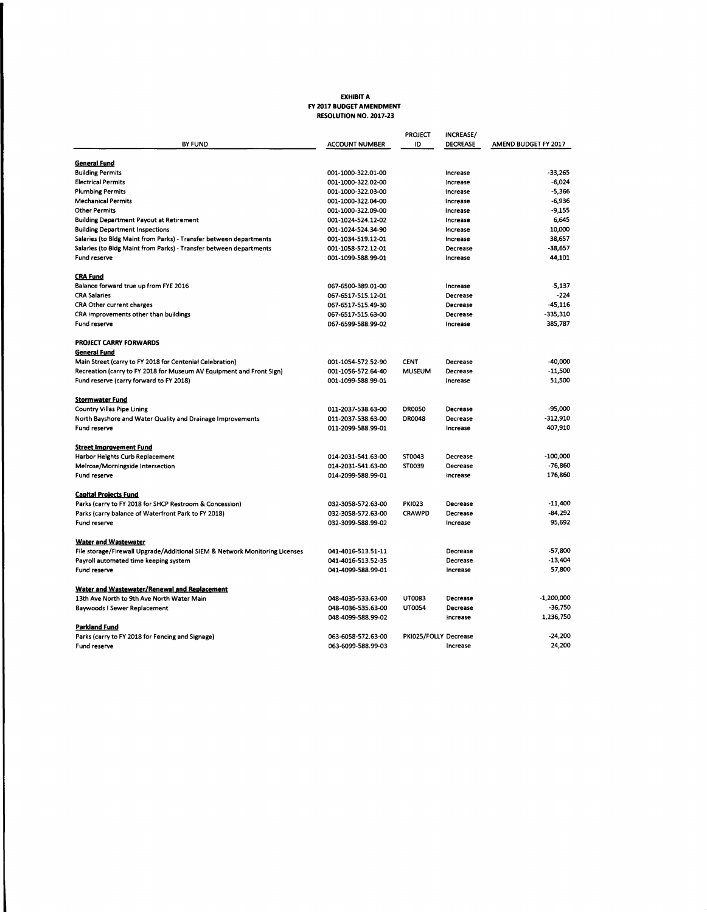**EXHIBIT A**
**FY 2017 BUDGET AMENDMENT**
**RESOLUTION NO. 2017-23**

| BY FUND | ACCOUNT NUMBER | PROJECT ID | INCREASE/ DECREASE | AMEND BUDGET FY 2017 |
|---|---|---|---|---|
| **General Fund** | | | | |
| Building Permits | 001-1000-322.01-00 | | Increase | -33,265 |
| Electrical Permits | 001-1000-322.02-00 | | Increase | -6,024 |
| Plumbing Permits | 001-1000-322.03-00 | | Increase | -5,366 |
| Mechanical Permits | 001-1000-322.04-00 | | Increase | -6,936 |
| Other Permits | 001-1000-322.09-00 | | Increase | -9,155 |
| Building Department Payout at Retirement | 001-1024-524.12-02 | | Increase | 6,645 |
| Building Department Inspections | 001-1024-524.34-90 | | Increase | 10,000 |
| Salaries (to Bldg Maint from Parks) - Transfer between departments | 001-1034-519.12-01 | | Increase | 38,657 |
| Salaries (to Bldg Maint from Parks) - Transfer between departments | 001-1058-572.12-01 | | Decrease | -38,657 |
| Fund reserve | 001-1099-588.99-01 | | Increase | 44,101 |
| **CRA Fund** | | | | |
| Balance forward true up from FYE 2016 | 067-6500-389.01-00 | | Increase | -5,137 |
| CRA Salaries | 067-6517-515.12-01 | | Decrease | -224 |
| CRA Other current charges | 067-6517-515.49-30 | | Decrease | -45,116 |
| CRA Improvements other than buildings | 067-6517-515.63-00 | | Decrease | -335,310 |
| Fund reserve | 067-6599-588.99-02 | | Increase | 385,787 |
| **PROJECT CARRY FORWARDS** | | | | |
| **General Fund** | | | | |
| Main Street (carry to FY 2018 for Centenial Celebration) | 001-1054-572.52-90 | CENT | Decrease | -40,000 |
| Recreation (carry to FY 2018 for Museum AV Equipment and Front Sign) | 001-1056-572.64-40 | MUSEUM | Decrease | -11,500 |
| Fund reserve (carry forward to FY 2018) | 001-1099-588.99-01 | | Increase | 51,500 |
| **Stormwater Fund** | | | | |
| Country Villas Pipe Lining | 011-2037-538.63-00 | DR0050 | Decrease | -95,000 |
| North Bayshore and Water Quality and Drainage Improvements | 011-2037-538.63-00 | DR0048 | Decrease | -312,910 |
| Fund reserve | 011-2099-588.99-01 | | Increase | 407,910 |
| **Street Improvement Fund** | | | | |
| Harbor Heights Curb Replacement | 014-2031-541.63-00 | ST0043 | Decrease | -100,000 |
| Melrose/Morningside Intersection | 014-2031-541.63-00 | ST0039 | Decrease | -76,860 |
| Fund reserve | 014-2099-588.99-01 | | Increase | 176,860 |
| **Capital Projects Fund** | | | | |
| Parks (carry to FY 2018 for SHCP Restroom & Concession) | 032-3058-572.63-00 | PKI023 | Decrease | -11,400 |
| Parks (carry balance of Waterfront Park to FY 2018) | 032-3058-572.63-00 | CRAWPD | Decrease | -84,292 |
| Fund reserve | 032-3099-588.99-02 | | Increase | 95,692 |
| **Water and Wastewater** | | | | |
| File storage/Firewall Upgrade/Additional SIEM & Network Monitoring Licenses | 041-4016-513.51-11 | | Decrease | -57,800 |
| Payroll automated time keeping system | 041-4016-513.52-35 | | Decrease | -13,404 |
| Fund reserve | 041-4099-588.99-01 | | Increase | 57,800 |
| **Water and Wastewater/Renewal and Replacement** | | | | |
| 13th Ave North to 9th Ave North Water Main | 048-4035-533.63-00 | UT0083 | Decrease | -1,200,000 |
| Baywoods I Sewer Replacement | 048-4036-535.63-00 | UT0054 | Decrease | -36,750 |
| | 048-4099-588.99-02 | | Increase | 1,236,750 |
| **Parkland Fund** | | | | |
| Parks (carry to FY 2018 for Fencing and Signage) | 063-6058-572.63-00 | PKI025/FOLLY | Decrease | -24,200 |
| Fund reserve | 063-6099-588.99-03 | | Increase | 24,200 |